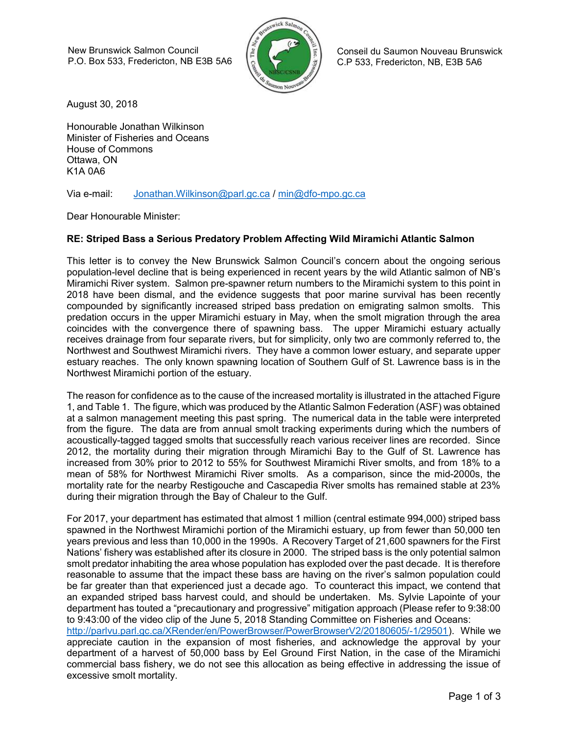New Brunswick Salmon Council
P.O. Box 533, Fredericton, NB E3B 5A6

Conseil du Saumon Nouveau Brunswick
C.P 533, Fredericton, NB, E3B 5A6

August 30, 2018

Honourable Jonathan Wilkinson
Minister of Fisheries and Oceans
House of Commons
Ottawa, ON
K1A 0A6

Via e-mail: Jonathan.Wilkinson@parl.gc.ca / min@dfo-mpo.gc.ca

Dear Honourable Minister:

**RE: Striped Bass a Serious Predatory Problem Affecting Wild Miramichi Atlantic Salmon**

This letter is to convey the New Brunswick Salmon Council's concern about the ongoing serious population-level decline that is being experienced in recent years by the wild Atlantic salmon of NB's Miramichi River system. Salmon pre-spawner return numbers to the Miramichi system to this point in 2018 have been dismal, and the evidence suggests that poor marine survival has been recently compounded by significantly increased striped bass predation on emigrating salmon smolts. This predation occurs in the upper Miramichi estuary in May, when the smolt migration through the area coincides with the convergence there of spawning bass. The upper Miramichi estuary actually receives drainage from four separate rivers, but for simplicity, only two are commonly referred to, the Northwest and Southwest Miramichi rivers. They have a common lower estuary, and separate upper estuary reaches. The only known spawning location of Southern Gulf of St. Lawrence bass is in the Northwest Miramichi portion of the estuary.

The reason for confidence as to the cause of the increased mortality is illustrated in the attached Figure 1, and Table 1. The figure, which was produced by the Atlantic Salmon Federation (ASF) was obtained at a salmon management meeting this past spring. The numerical data in the table were interpreted from the figure. The data are from annual smolt tracking experiments during which the numbers of acoustically-tagged tagged smolts that successfully reach various receiver lines are recorded. Since 2012, the mortality during their migration through Miramichi Bay to the Gulf of St. Lawrence has increased from 30% prior to 2012 to 55% for Southwest Miramichi River smolts, and from 18% to a mean of 58% for Northwest Miramichi River smolts. As a comparison, since the mid-2000s, the mortality rate for the nearby Restigouche and Cascapedia River smolts has remained stable at 23% during their migration through the Bay of Chaleur to the Gulf.

For 2017, your department has estimated that almost 1 million (central estimate 994,000) striped bass spawned in the Northwest Miramichi portion of the Miramichi estuary, up from fewer than 50,000 ten years previous and less than 10,000 in the 1990s. A Recovery Target of 21,600 spawners for the First Nations' fishery was established after its closure in 2000. The striped bass is the only potential salmon smolt predator inhabiting the area whose population has exploded over the past decade. It is therefore reasonable to assume that the impact these bass are having on the river's salmon population could be far greater than that experienced just a decade ago. To counteract this impact, we contend that an expanded striped bass harvest could, and should be undertaken. Ms. Sylvie Lapointe of your department has touted a "precautionary and progressive" mitigation approach (Please refer to 9:38:00 to 9:43:00 of the video clip of the June 5, 2018 Standing Committee on Fisheries and Oceans: http://parlvu.parl.gc.ca/XRender/en/PowerBrowser/PowerBrowserV2/20180605/-1/29501). While we appreciate caution in the expansion of most fisheries, and acknowledge the approval by your department of a harvest of 50,000 bass by Eel Ground First Nation, in the case of the Miramichi commercial bass fishery, we do not see this allocation as being effective in addressing the issue of excessive smolt mortality.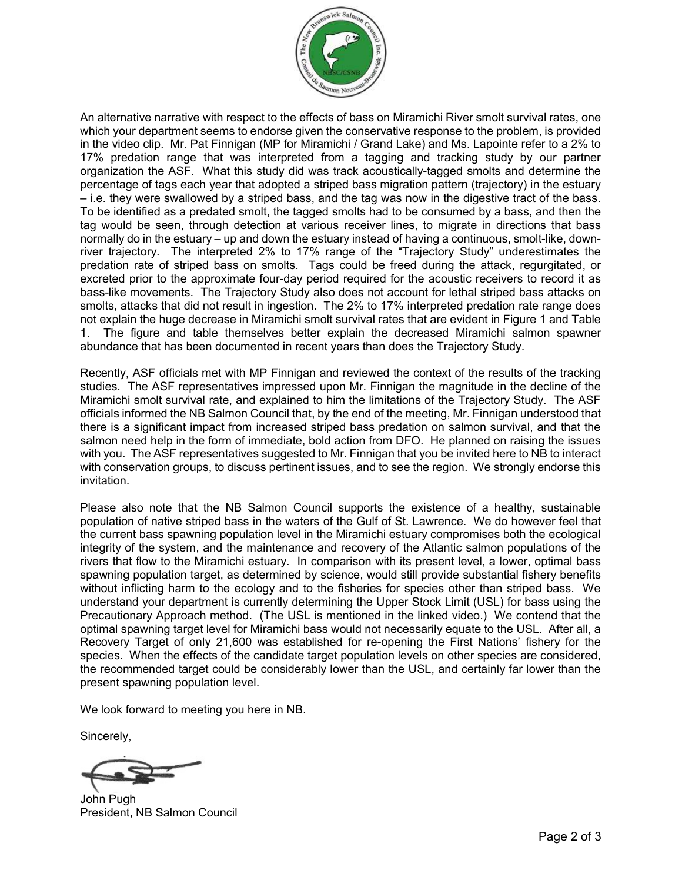An alternative narrative with respect to the effects of bass on Miramichi River smolt survival rates, one which your department seems to endorse given the conservative response to the problem, is provided in the video clip. Mr. Pat Finnigan (MP for Miramichi / Grand Lake) and Ms. Lapointe refer to a 2% to 17% predation range that was interpreted from a tagging and tracking study by our partner organization the ASF. What this study did was track acoustically-tagged smolts and determine the percentage of tags each year that adopted a striped bass migration pattern (trajectory) in the estuary – i.e. they were swallowed by a striped bass, and the tag was now in the digestive tract of the bass. To be identified as a predated smolt, the tagged smolts had to be consumed by a bass, and then the tag would be seen, through detection at various receiver lines, to migrate in directions that bass normally do in the estuary – up and down the estuary instead of having a continuous, smolt-like, down-river trajectory. The interpreted 2% to 17% range of the "Trajectory Study" underestimates the predation rate of striped bass on smolts. Tags could be freed during the attack, regurgitated, or excreted prior to the approximate four-day period required for the acoustic receivers to record it as bass-like movements. The Trajectory Study also does not account for lethal striped bass attacks on smolts, attacks that did not result in ingestion. The 2% to 17% interpreted predation rate range does not explain the huge decrease in Miramichi smolt survival rates that are evident in Figure 1 and Table 1. The figure and table themselves better explain the decreased Miramichi salmon spawner abundance that has been documented in recent years than does the Trajectory Study.

Recently, ASF officials met with MP Finnigan and reviewed the context of the results of the tracking studies. The ASF representatives impressed upon Mr. Finnigan the magnitude in the decline of the Miramichi smolt survival rate, and explained to him the limitations of the Trajectory Study. The ASF officials informed the NB Salmon Council that, by the end of the meeting, Mr. Finnigan understood that there is a significant impact from increased striped bass predation on salmon survival, and that the salmon need help in the form of immediate, bold action from DFO. He planned on raising the issues with you. The ASF representatives suggested to Mr. Finnigan that you be invited here to NB to interact with conservation groups, to discuss pertinent issues, and to see the region. We strongly endorse this invitation.

Please also note that the NB Salmon Council supports the existence of a healthy, sustainable population of native striped bass in the waters of the Gulf of St. Lawrence. We do however feel that the current bass spawning population level in the Miramichi estuary compromises both the ecological integrity of the system, and the maintenance and recovery of the Atlantic salmon populations of the rivers that flow to the Miramichi estuary. In comparison with its present level, a lower, optimal bass spawning population target, as determined by science, would still provide substantial fishery benefits without inflicting harm to the ecology and to the fisheries for species other than striped bass. We understand your department is currently determining the Upper Stock Limit (USL) for bass using the Precautionary Approach method. (The USL is mentioned in the linked video.) We contend that the optimal spawning target level for Miramichi bass would not necessarily equate to the USL. After all, a Recovery Target of only 21,600 was established for re-opening the First Nations' fishery for the species. When the effects of the candidate target population levels on other species are considered, the recommended target could be considerably lower than the USL, and certainly far lower than the present spawning population level.

We look forward to meeting you here in NB.

Sincerely,

John Pugh
President, NB Salmon Council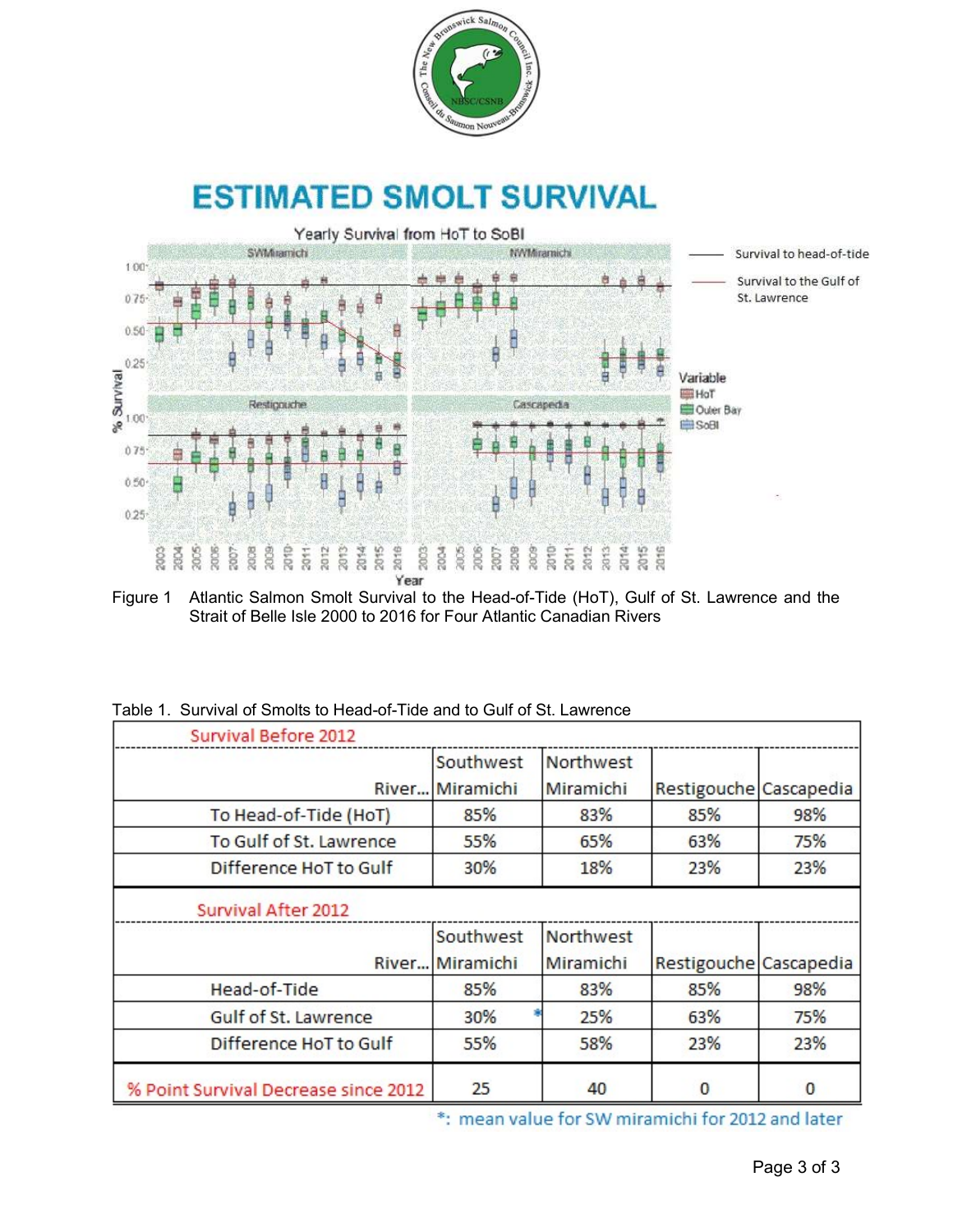# ESTIMATED SMOLT SURVIVAL

Yearly Survival from HoT to SoBI

SWMiramichi

NWMiramichi

Restigouche

Cascapedia

% Survival

1.00

0.75

0.50

0.25

Year

2003 2004 2005 2006 2007 2008 2009 2010 2011 2012 2013 2014 2015 2016

Survival to head-of-tide

Survival to the Gulf of St. Lawrence

Variable

HoT

Outer Bay

SoBI

Figure 1 Atlantic Salmon Smolt Survival to the Head-of-Tide (HoT), Gulf of St. Lawrence and the Strait of Belle Isle 2000 to 2016 for Four Atlantic Canadian Rivers

Table 1. Survival of Smolts to Head-of-Tide and to Gulf of St. Lawrence

| Survival Before 2012 | | | | |
|---|---|---|---|---|
| River... | Southwest Miramichi | Northwest Miramichi | Restigouche | Cascapedia |
| To Head-of-Tide (HoT) | 85% | 83% | 85% | 98% |
| To Gulf of St. Lawrence | 55% | 65% | 63% | 75% |
| Difference HoT to Gulf | 30% | 18% | 23% | 23% |
| **Survival After 2012** | | | | |
| River... | Southwest Miramichi | Northwest Miramichi | Restigouche | Cascapedia |
| Head-of-Tide | 85% | 83% | 85% | 98% |
| Gulf of St. Lawrence | 30% * | 25% | 63% | 75% |
| Difference HoT to Gulf | 55% | 58% | 23% | 23% |
| % Point Survival Decrease since 2012 | 25 | 40 | 0 | 0 |

*: mean value for SW miramichi for 2012 and later